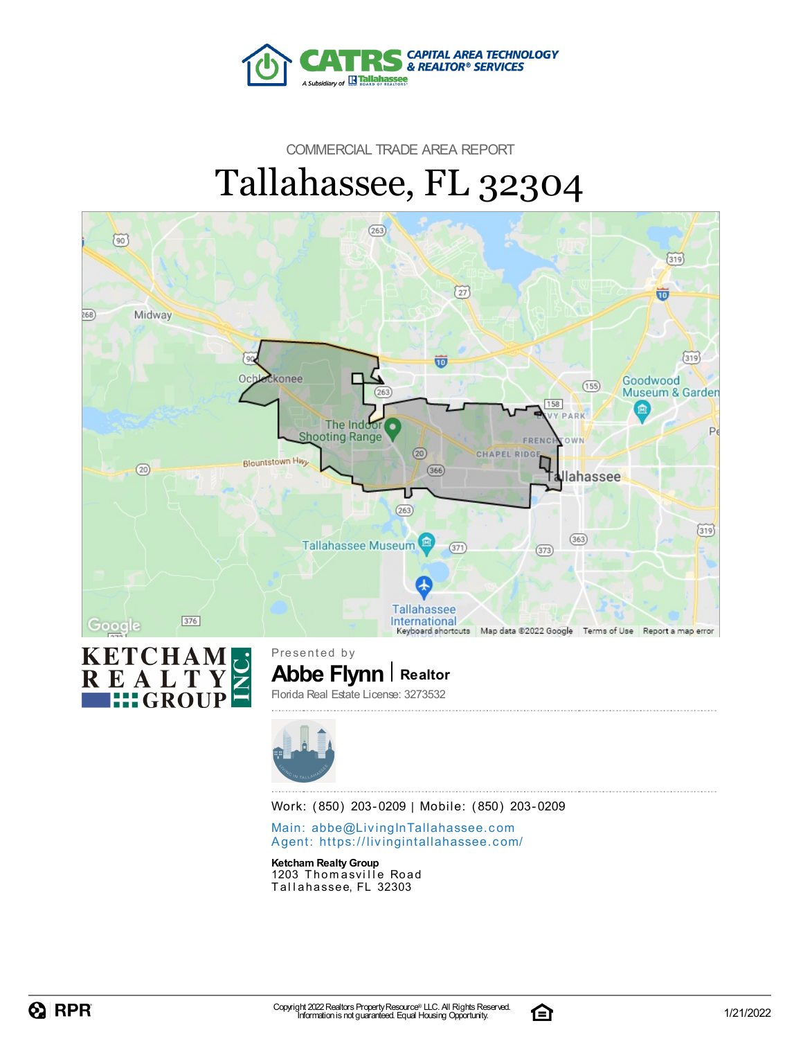COMMERCIAL TRADE AREA REPORT

# Tallahassee, FL 32304

Presented by

**Abbe Flynn** | **Realtor**

Florida Real Estate License: 3273532

Work: (850) 203-0209 | Mobile: (850) 203-0209

Main: abbe@LivingInTallahassee.com
Agent: https://livingintallahassee.com/

**Ketcham Realty Group**
1203 Thomasville Road
Tallahassee, FL 32303

Copyright 2022 Realtors Property Resource® LLC. All Rights Reserved.
Information is not guaranteed. Equal Housing Opportunity.

1/21/2022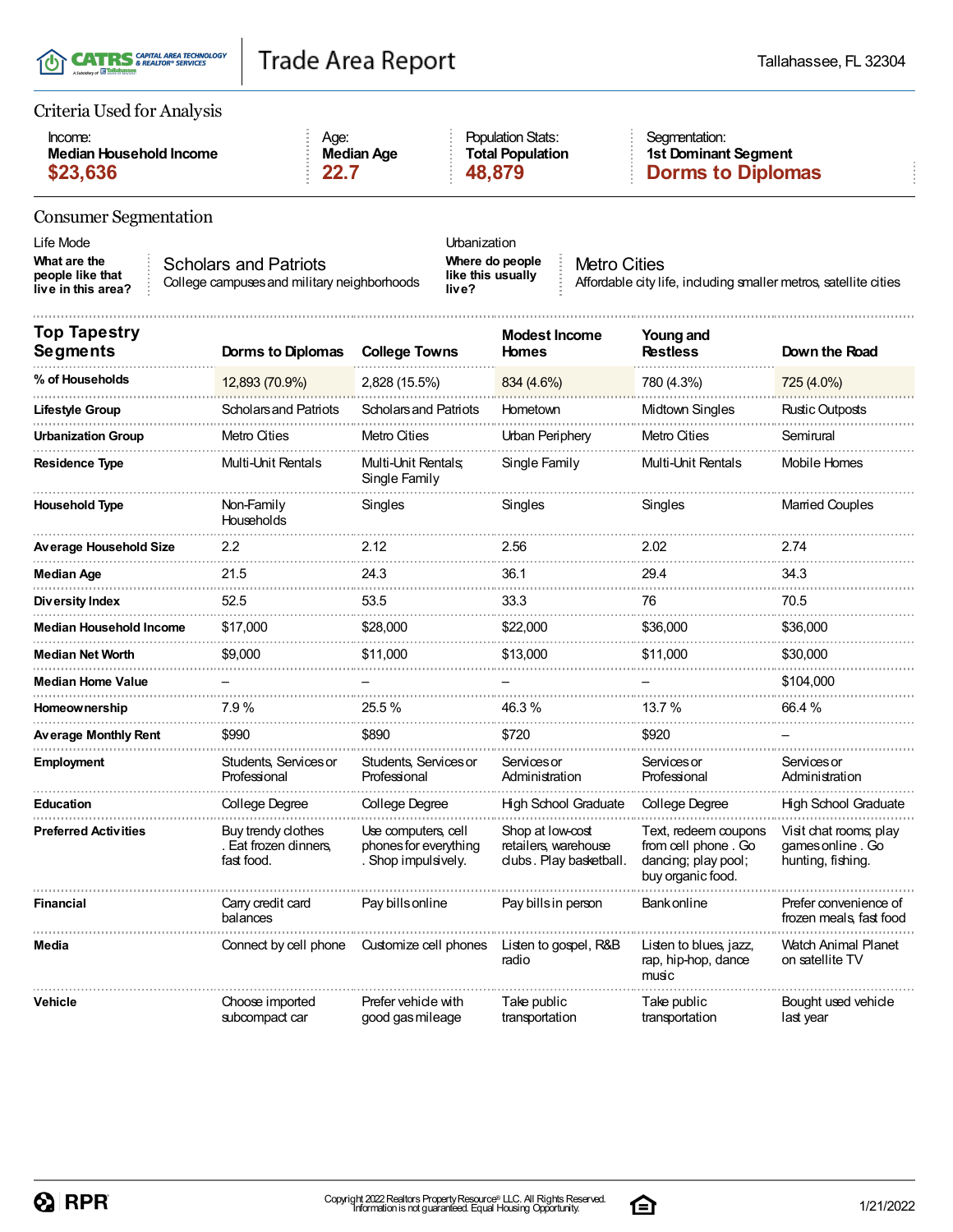# Trade Area Report

Tallahassee, FL 32304

## Criteria Used for Analysis

| Income: | Age: | Population Stats: | Segmentation: |
|---|---|---|---|
| **Median Household Income** | **Median Age** | **Total Population** | **1st Dominant Segment** |
| **$23,636** | **22.7** | **48,879** | **Dorms to Diplomas** |

## Consumer Segmentation

**Life Mode**

**What are the people like that live in this area?**

Scholars and Patriots
College campuses and military neighborhoods

**Urbanization**

**Where do people like this usually live?**

Metro Cities
Affordable city life, including smaller metros, satellite cities

| Top Tapestry Segments | Dorms to Diplomas | College Towns | Modest Income Homes | Young and Restless | Down the Road |
|---|---|---|---|---|---|
| **% of Households** | 12,893 (70.9%) | 2,828 (15.5%) | 834 (4.6%) | 780 (4.3%) | 725 (4.0%) |
| **Lifestyle Group** | Scholars and Patriots | Scholars and Patriots | Hometown | Midtown Singles | Rustic Outposts |
| **Urbanization Group** | Metro Cities | Metro Cities | Urban Periphery | Metro Cities | Semirural |
| **Residence Type** | Multi-Unit Rentals | Multi-Unit Rentals; Single Family | Single Family | Multi-Unit Rentals | Mobile Homes |
| **Household Type** | Non-Family Households | Singles | Singles | Singles | Married Couples |
| **Average Household Size** | 2.2 | 2.12 | 2.56 | 2.02 | 2.74 |
| **Median Age** | 21.5 | 24.3 | 36.1 | 29.4 | 34.3 |
| **Diversity Index** | 52.5 | 53.5 | 33.3 | 76 | 70.5 |
| **Median Household Income** | $17,000 | $28,000 | $22,000 | $36,000 | $36,000 |
| **Median Net Worth** | $9,000 | $11,000 | $13,000 | $11,000 | $30,000 |
| **Median Home Value** | – | – | – | – | $104,000 |
| **Homeownership** | 7.9 % | 25.5 % | 46.3 % | 13.7 % | 66.4 % |
| **Average Monthly Rent** | $990 | $890 | $720 | $920 | – |
| **Employment** | Students, Services or Professional | Students, Services or Professional | Services or Administration | Services or Professional | Services or Administration |
| **Education** | College Degree | College Degree | High School Graduate | College Degree | High School Graduate |
| **Preferred Activities** | Buy trendy clothes . Eat frozen dinners, fast food. | Use computers, cell phones for everything . Shop impulsively. | Shop at low-cost retailers, warehouse clubs . Play basketball. | Text, redeem coupons from cell phone . Go dancing; play pool; buy organic food. | Visit chat rooms; play games online . Go hunting, fishing. |
| **Financial** | Carry credit card balances | Pay bills online | Pay bills in person | Bank online | Prefer convenience of frozen meals, fast food |
| **Media** | Connect by cell phone | Customize cell phones | Listen to gospel, R&B radio | Listen to blues, jazz, rap, hip-hop, dance music | Watch Animal Planet on satellite TV |
| **Vehicle** | Choose imported subcompact car | Prefer vehicle with good gas mileage | Take public transportation | Take public transportation | Bought used vehicle last year |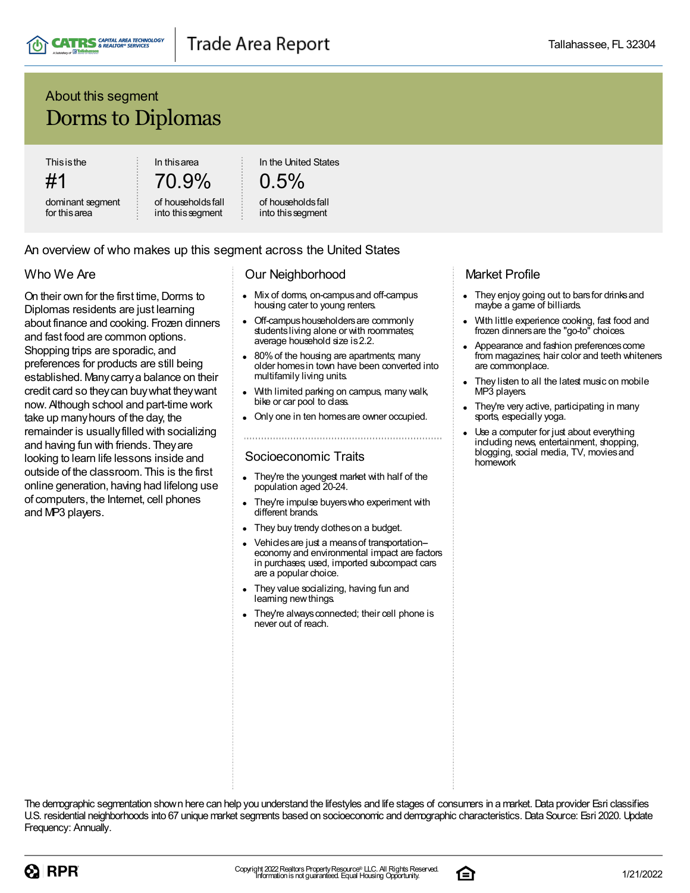## About this segment

# Dorms to Diplomas

| This is the | In this area | In the United States |
| --- | --- | --- |
| #1 | 70.9% | 0.5% |
| dominant segment for this area | of households fall into this segment | of households fall into this segment |

## An overview of who makes up this segment across the United States

### Who We Are

On their own for the first time, Dorms to Diplomas residents are just learning about finance and cooking. Frozen dinners and fast food are common options. Shopping trips are sporadic, and preferences for products are still being established. Many carry a balance on their credit card so they can buy what they want now. Although school and part-time work take up many hours of the day, the remainder is usually filled with socializing and having fun with friends. They are looking to learn life lessons inside and outside of the classroom. This is the first online generation, having had lifelong use of computers, the Internet, cell phones and MP3 players.

### Our Neighborhood

- Mix of dorms, on-campus and off-campus housing cater to young renters.
- Off-campus householders are commonly students living alone or with roommates; average household size is 2.2.
- 80% of the housing are apartments; many older homes in town have been converted into multifamily living units.
- With limited parking on campus, many walk, bike or car pool to class.
- Only one in ten homes are owner occupied.

### Socioeconomic Traits

- They're the youngest market with half of the population aged 20-24.
- They're impulse buyers who experiment with different brands.
- They buy trendy clothes on a budget.
- Vehicles are just a means of transportation–economy and environmental impact are factors in purchases; used, imported subcompact cars are a popular choice.
- They value socializing, having fun and learning new things.
- They're always connected; their cell phone is never out of reach.

### Market Profile

- They enjoy going out to bars for drinks and maybe a game of billiards.
- With little experience cooking, fast food and frozen dinners are the "go-to" choices.
- Appearance and fashion preferences come from magazines; hair color and teeth whiteners are commonplace.
- They listen to all the latest music on mobile MP3 players.
- They're very active, participating in many sports, especially yoga.
- Use a computer for just about everything including news, entertainment, shopping, blogging, social media, TV, movies and homework

The demographic segmentation shown here can help you understand the lifestyles and life stages of consumers in a market. Data provider Esri classifies U.S. residential neighborhoods into 67 unique market segments based on socioeconomic and demographic characteristics. Data Source: Esri 2020. Update Frequency: Annually.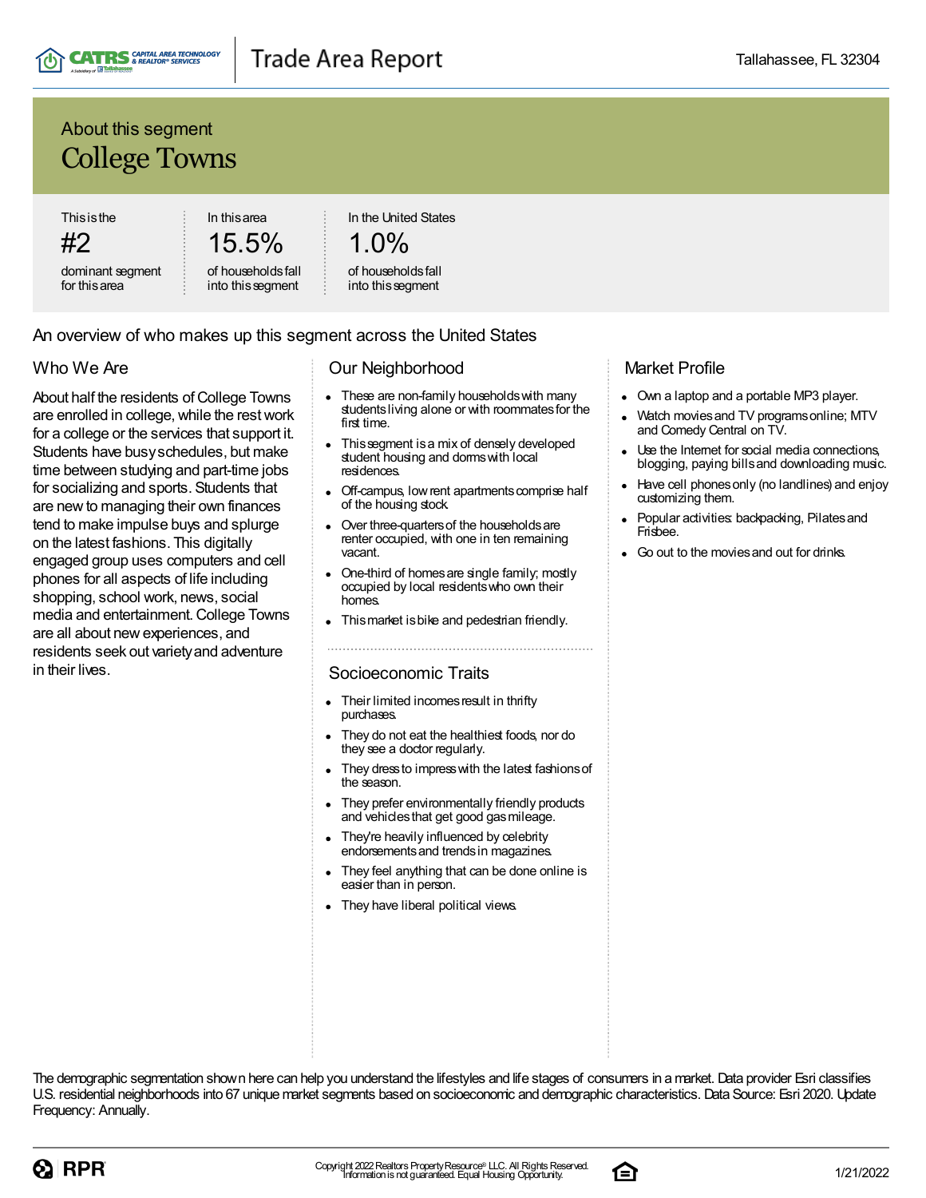## About this segment

# College Towns

| This is the | In this area | In the United States |
| --- | --- | --- |
| #2 | 15.5% | 1.0% |
| dominant segment for this area | of households fall into this segment | of households fall into this segment |

## An overview of who makes up this segment across the United States

### Who We Are

About half the residents of College Towns are enrolled in college, while the rest work for a college or the services that support it. Students have busy schedules, but make time between studying and part-time jobs for socializing and sports. Students that are new to managing their own finances tend to make impulse buys and splurge on the latest fashions. This digitally engaged group uses computers and cell phones for all aspects of life including shopping, school work, news, social media and entertainment. College Towns are all about new experiences, and residents seek out variety and adventure in their lives.

### Our Neighborhood

- These are non-family households with many students living alone or with roommates for the first time.
- This segment is a mix of densely developed student housing and dorms with local residences.
- Off-campus, low rent apartments comprise half of the housing stock.
- Over three-quarters of the households are renter occupied, with one in ten remaining vacant.
- One-third of homes are single family; mostly occupied by local residents who own their homes.
- This market is bike and pedestrian friendly.

### Socioeconomic Traits

- Their limited incomes result in thrifty purchases.
- They do not eat the healthiest foods, nor do they see a doctor regularly.
- They dress to impress with the latest fashions of the season.
- They prefer environmentally friendly products and vehicles that get good gas mileage.
- They're heavily influenced by celebrity endorsements and trends in magazines.
- They feel anything that can be done online is easier than in person.
- They have liberal political views.

### Market Profile

- Own a laptop and a portable MP3 player.
- Watch movies and TV programs online; MTV and Comedy Central on TV.
- Use the Internet for social media connections, blogging, paying bills and downloading music.
- Have cell phones only (no landlines) and enjoy customizing them.
- Popular activities: backpacking, Pilates and Frisbee.
- Go out to the movies and out for drinks.

The demographic segmentation shown here can help you understand the lifestyles and life stages of consumers in a market. Data provider Esri classifies U.S. residential neighborhoods into 67 unique market segments based on socioeconomic and demographic characteristics. Data Source: Esri 2020. Update Frequency: Annually.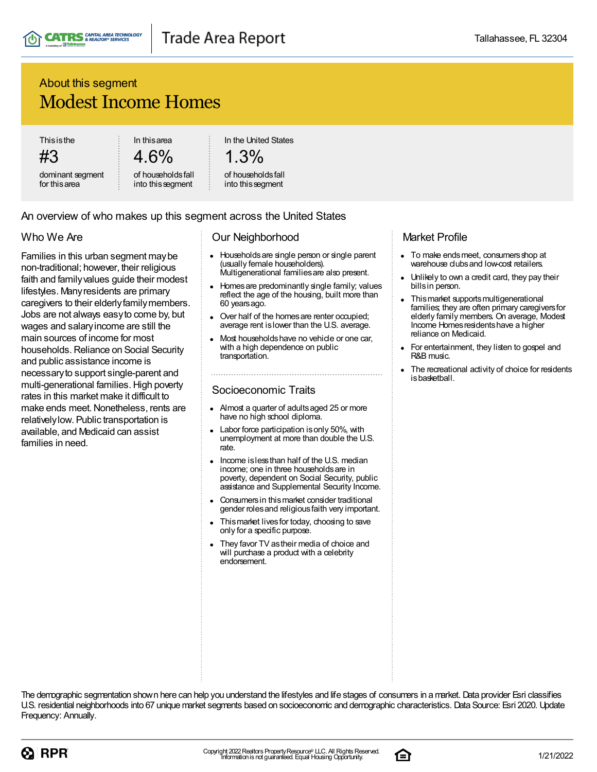## About this segment

# Modest Income Homes

| This is the | In this area | In the United States |
|---|---|---|
| #3 | 4.6% | 1.3% |
| dominant segment for this area | of households fall into this segment | of households fall into this segment |

An overview of who makes up this segment across the United States

### Who We Are

Families in this urban segment may be non-traditional; however, their religious faith and family values guide their modest lifestyles. Many residents are primary caregivers to their elderly family members. Jobs are not always easy to come by, but wages and salary income are still the main sources of income for most households. Reliance on Social Security and public assistance income is necessary to support single-parent and multi-generational families. High poverty rates in this market make it difficult to make ends meet. Nonetheless, rents are relatively low. Public transportation is available, and Medicaid can assist families in need.

### Our Neighborhood

- Households are single person or single parent (usually female householders). Multigenerational families are also present.
- Homes are predominantly single family; values reflect the age of the housing, built more than 60 years ago.
- Over half of the homes are renter occupied; average rent is lower than the U.S. average.
- Most households have no vehicle or one car, with a high dependence on public transportation.

### Socioeconomic Traits

- Almost a quarter of adults aged 25 or more have no high school diploma.
- Labor force participation is only 50%, with unemployment at more than double the U.S. rate.
- Income is less than half of the U.S. median income; one in three households are in poverty, dependent on Social Security, public assistance and Supplemental Security Income.
- Consumers in this market consider traditional gender roles and religious faith very important.
- This market lives for today, choosing to save only for a specific purpose.
- They favor TV as their media of choice and will purchase a product with a celebrity endorsement.

### Market Profile

- To make ends meet, consumers shop at warehouse clubs and low-cost retailers.
- Unlikely to own a credit card, they pay their bills in person.
- This market supports multigenerational families; they are often primary caregivers for elderly family members. On average, Modest Income Homes residents have a higher reliance on Medicaid.
- For entertainment, they listen to gospel and R&B music.
- The recreational activity of choice for residents is basketball.

The demographic segmentation shown here can help you understand the lifestyles and life stages of consumers in a market. Data provider Esri classifies U.S. residential neighborhoods into 67 unique market segments based on socioeconomic and demographic characteristics. Data Source: Esri 2020. Update Frequency: Annually.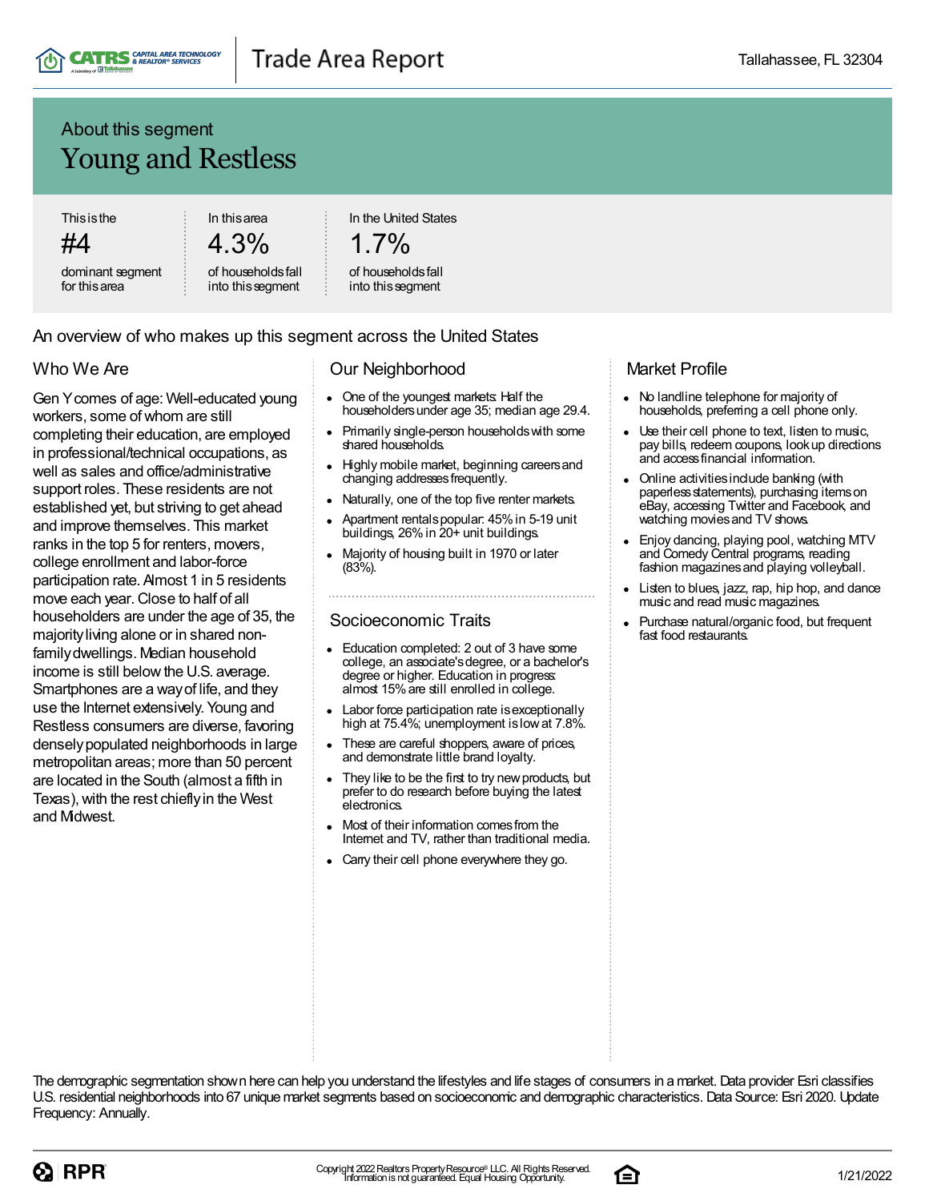## About this segment

# Young and Restless

| This is the | In this area | In the United States |
|---|---|---|
| #4 | 4.3% | 1.7% |
| dominant segment for this area | of households fall into this segment | of households fall into this segment |

## An overview of who makes up this segment across the United States

### Who We Are

Gen Y comes of age: Well-educated young workers, some of whom are still completing their education, are employed in professional/technical occupations, as well as sales and office/administrative support roles. These residents are not established yet, but striving to get ahead and improve themselves. This market ranks in the top 5 for renters, movers, college enrollment and labor-force participation rate. Almost 1 in 5 residents move each year. Close to half of all householders are under the age of 35, the majority living alone or in shared non-family dwellings. Median household income is still below the U.S. average. Smartphones are a way of life, and they use the Internet extensively. Young and Restless consumers are diverse, favoring densely populated neighborhoods in large metropolitan areas; more than 50 percent are located in the South (almost a fifth in Texas), with the rest chiefly in the West and Midwest.

### Our Neighborhood

- One of the youngest markets: Half the householders under age 35; median age 29.4.
- Primarily single-person households with some shared households.
- Highly mobile market, beginning careers and changing addresses frequently.
- Naturally, one of the top five renter markets.
- Apartment rentals popular: 45% in 5-19 unit buildings, 26% in 20+ unit buildings.
- Majority of housing built in 1970 or later (83%).

### Socioeconomic Traits

- Education completed: 2 out of 3 have some college, an associate's degree, or a bachelor's degree or higher. Education in progress: almost 15% are still enrolled in college.
- Labor force participation rate is exceptionally high at 75.4%; unemployment is low at 7.8%.
- These are careful shoppers, aware of prices, and demonstrate little brand loyalty.
- They like to be the first to try new products, but prefer to do research before buying the latest electronics.
- Most of their information comes from the Internet and TV, rather than traditional media.
- Carry their cell phone everywhere they go.

### Market Profile

- No landline telephone for majority of households, preferring a cell phone only.
- Use their cell phone to text, listen to music, pay bills, redeem coupons, look up directions and access financial information.
- Online activities include banking (with paperless statements), purchasing items on eBay, accessing Twitter and Facebook, and watching movies and TV shows.
- Enjoy dancing, playing pool, watching MTV and Comedy Central programs, reading fashion magazines and playing volleyball.
- Listen to blues, jazz, rap, hip hop, and dance music and read music magazines.
- Purchase natural/organic food, but frequent fast food restaurants.

The demographic segmentation shown here can help you understand the lifestyles and life stages of consumers in a market. Data provider Esri classifies U.S. residential neighborhoods into 67 unique market segments based on socioeconomic and demographic characteristics. Data Source: Esri 2020. Update Frequency: Annually.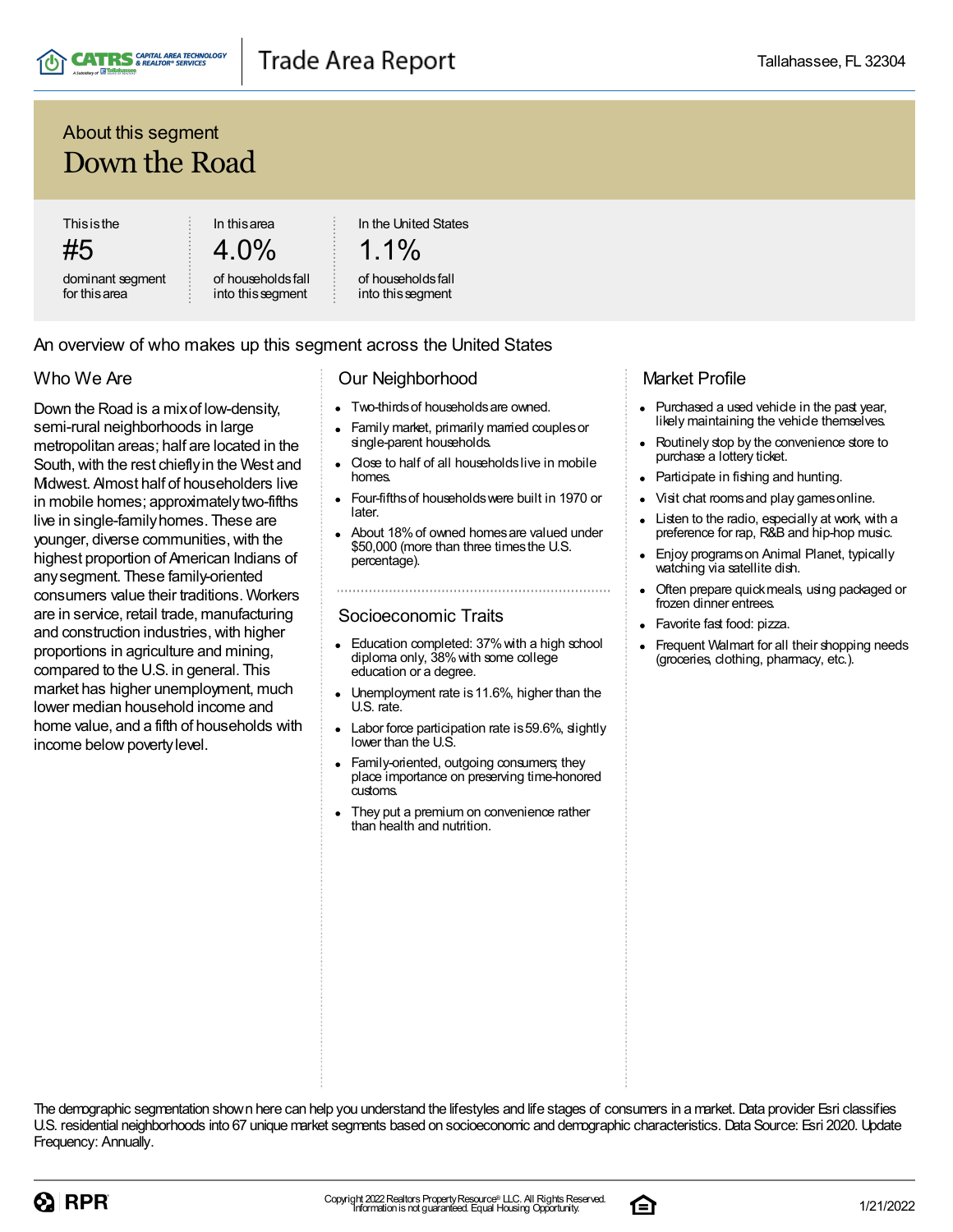## About this segment

# Down the Road

| This is the | In this area | In the United States |
|---|---|---|
| #5 | 4.0% | 1.1% |
| dominant segment for this area | of households fall into this segment | of households fall into this segment |

## An overview of who makes up this segment across the United States

### Who We Are

Down the Road is a mix of low-density, semi-rural neighborhoods in large metropolitan areas; half are located in the South, with the rest chiefly in the West and Midwest. Almost half of householders live in mobile homes; approximately two-fifths live in single-family homes. These are younger, diverse communities, with the highest proportion of American Indians of any segment. These family-oriented consumers value their traditions. Workers are in service, retail trade, manufacturing and construction industries, with higher proportions in agriculture and mining, compared to the U.S. in general. This market has higher unemployment, much lower median household income and home value, and a fifth of households with income below poverty level.

### Our Neighborhood

- Two-thirds of households are owned.
- Family market, primarily married couples or single-parent households.
- Close to half of all households live in mobile homes.
- Four-fifths of households were built in 1970 or later.
- About 18% of owned homes are valued under $50,000 (more than three times the U.S. percentage).

### Socioeconomic Traits

- Education completed: 37% with a high school diploma only, 38% with some college education or a degree.
- Unemployment rate is 11.6%, higher than the U.S. rate.
- Labor force participation rate is 59.6%, slightly lower than the U.S.
- Family-oriented, outgoing consumers; they place importance on preserving time-honored customs.
- They put a premium on convenience rather than health and nutrition.

### Market Profile

- Purchased a used vehicle in the past year, likely maintaining the vehicle themselves.
- Routinely stop by the convenience store to purchase a lottery ticket.
- Participate in fishing and hunting.
- Visit chat rooms and play games online.
- Listen to the radio, especially at work, with a preference for rap, R&B and hip-hop music.
- Enjoy programs on Animal Planet, typically watching via satellite dish.
- Often prepare quick meals, using packaged or frozen dinner entrees.
- Favorite fast food: pizza.
- Frequent Walmart for all their shopping needs (groceries, clothing, pharmacy, etc.).

The demographic segmentation shown here can help you understand the lifestyles and life stages of consumers in a market. Data provider Esri classifies U.S. residential neighborhoods into 67 unique market segments based on socioeconomic and demographic characteristics. Data Source: Esri 2020. Update Frequency: Annually.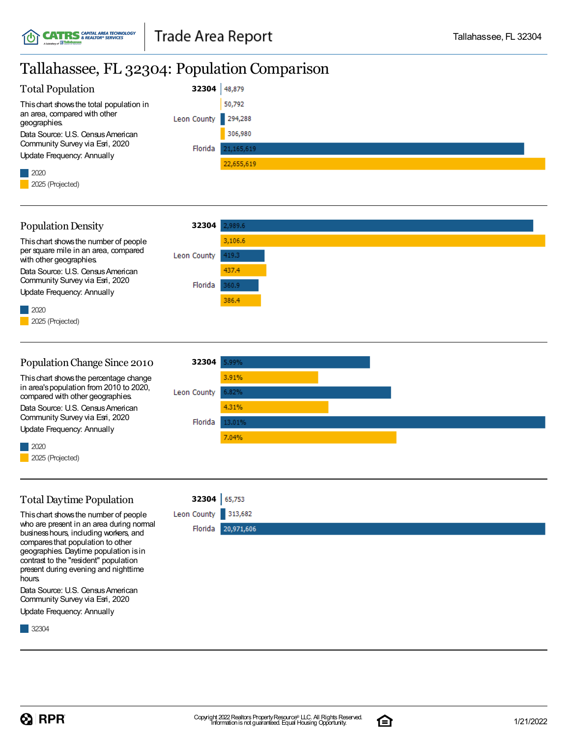# Tallahassee, FL 32304: Population Comparison

## Total Population

This chart shows the total population in an area, compared with other geographies.

Data Source: U.S. Census American Community Survey via Esri, 2020

Update Frequency: Annually

| Geography | 2020 | 2025 (Projected) |
|---|---|---|
| 32304 | 48,879 | 50,792 |
| Leon County | 294,288 | 306,980 |
| Florida | 21,165,619 | 22,655,619 |

## Population Density

This chart shows the number of people per square mile in an area, compared with other geographies.

Data Source: U.S. Census American Community Survey via Esri, 2020

Update Frequency: Annually

| Geography | 2020 | 2025 (Projected) |
|---|---|---|
| 32304 | 2,989.6 | 3,106.6 |
| Leon County | 419.3 | 437.4 |
| Florida | 360.9 | 386.4 |

## Population Change Since 2010

This chart shows the percentage change in area's population from 2010 to 2020, compared with other geographies.

Data Source: U.S. Census American Community Survey via Esri, 2020

Update Frequency: Annually

| Geography | 2020 | 2025 (Projected) |
|---|---|---|
| 32304 | 5.99% | 3.91% |
| Leon County | 6.82% | 4.31% |
| Florida | 13.01% | 7.04% |

## Total Daytime Population

This chart shows the number of people who are present in an area during normal business hours, including workers, and compares that population to other geographies. Daytime population is in contrast to the "resident" population present during evening and nighttime hours.

Data Source: U.S. Census American Community Survey via Esri, 2020

Update Frequency: Annually

| Geography | 32304 |
|---|---|
| 32304 | 65,753 |
| Leon County | 313,682 |
| Florida | 20,971,606 |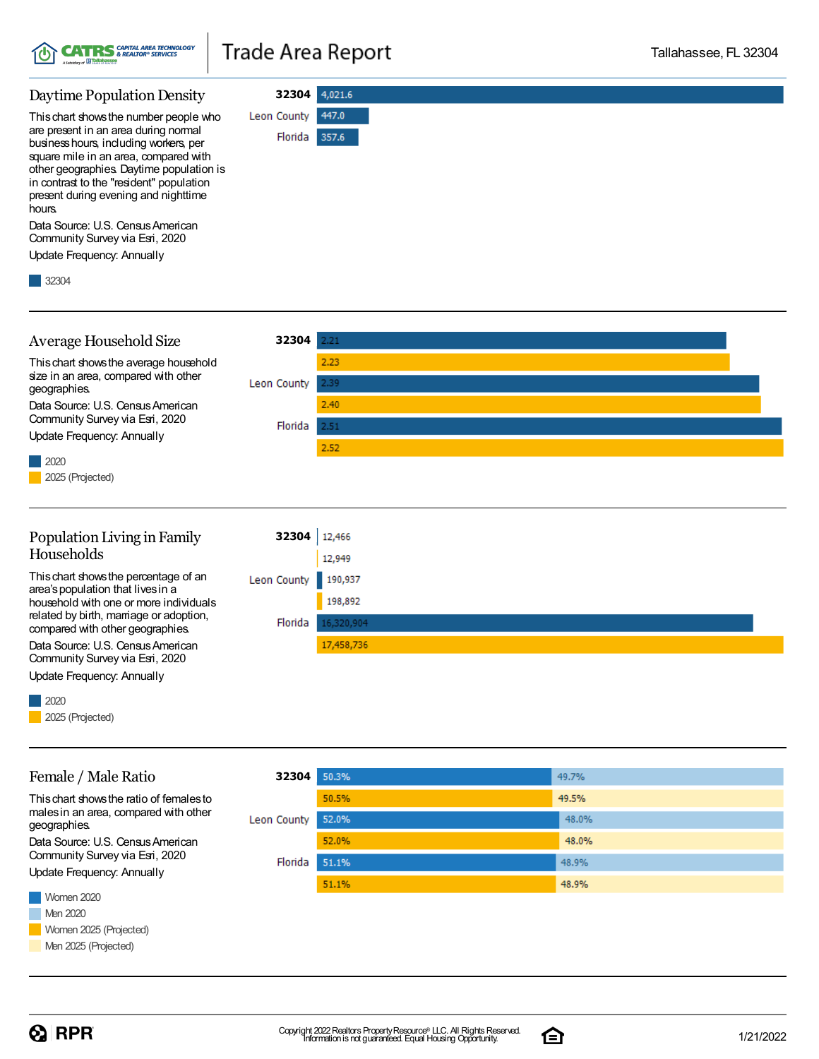# Trade Area Report

Tallahassee, FL 32304

## Daytime Population Density

This chart shows the number people who are present in an area during normal business hours, including workers, per square mile in an area, compared with other geographies. Daytime population is in contrast to the "resident" population present during evening and nighttime hours.

Data Source: U.S. Census American Community Survey via Esri, 2020

Update Frequency: Annually

| Geography | 32304 |
|---|---|
| 32304 | 4,021.6 |
| Leon County | 447.0 |
| Florida | 357.6 |

## Average Household Size

This chart shows the average household size in an area, compared with other geographies.

Data Source: U.S. Census American Community Survey via Esri, 2020

Update Frequency: Annually

| Geography | 2020 | 2025 (Projected) |
|---|---|---|
| 32304 | 2.21 | 2.23 |
| Leon County | 2.39 | 2.40 |
| Florida | 2.51 | 2.52 |

## Population Living in Family Households

This chart shows the percentage of an area's population that lives in a household with one or more individuals related by birth, marriage or adoption, compared with other geographies.

Data Source: U.S. Census American Community Survey via Esri, 2020

Update Frequency: Annually

| Geography | 2020 | 2025 (Projected) |
|---|---|---|
| 32304 | 12,466 | 12,949 |
| Leon County | 190,937 | 198,892 |
| Florida | 16,320,904 | 17,458,736 |

## Female / Male Ratio

This chart shows the ratio of females to males in an area, compared with other geographies.

Data Source: U.S. Census American Community Survey via Esri, 2020

Update Frequency: Annually

| Geography | Women 2020 | Men 2020 | Women 2025 (Projected) | Men 2025 (Projected) |
|---|---|---|---|---|
| 32304 | 50.3% | 49.7% | 50.5% | 49.5% |
| Leon County | 52.0% | 48.0% | 52.0% | 48.0% |
| Florida | 51.1% | 48.9% | 51.1% | 48.9% |

Copyright 2022 Realtors Property Resource® LLC. All Rights Reserved. Information is not guaranteed. Equal Housing Opportunity.

1/21/2022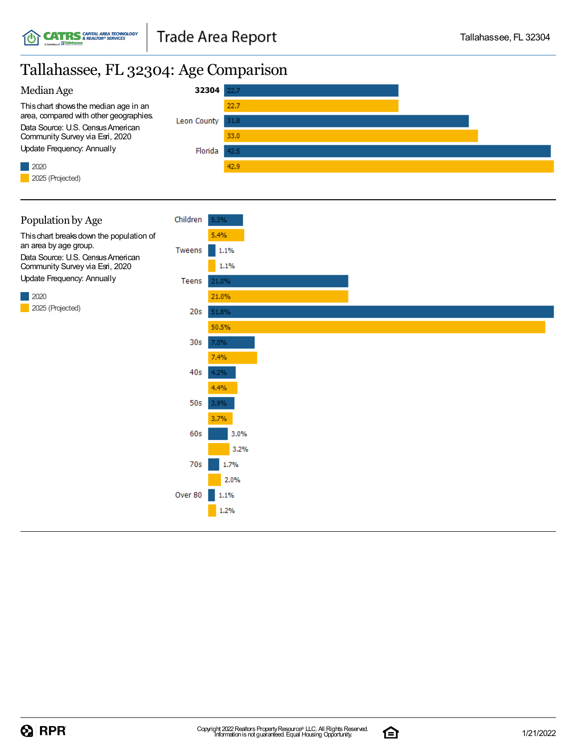# Tallahassee, FL 32304: Age Comparison

## Median Age

This chart shows the median age in an area, compared with other geographies.

Data Source: U.S. Census American Community Survey via Esri, 2020

Update Frequency: Annually

| Geography | 2020 | 2025 (Projected) |
|---|---|---|
| **32304** | 22.7 | 22.7 |
| Leon County | 31.8 | 33.0 |
| Florida | 42.5 | 42.9 |

## Population by Age

This chart breaks down the population of an area by age group.

Data Source: U.S. Census American Community Survey via Esri, 2020

Update Frequency: Annually

| Age Group | 2020 | 2025 (Projected) |
|---|---|---|
| Children | 5.3% | 5.4% |
| Tweens | 1.1% | 1.1% |
| Teens | 21.0% | 21.0% |
| 20s | 51.8% | 50.5% |
| 30s | 7.0% | 7.4% |
| 40s | 4.2% | 4.4% |
| 50s | 3.9% | 3.7% |
| 60s | 3.0% | 3.2% |
| 70s | 1.7% | 2.0% |
| Over 80 | 1.1% | 1.2% |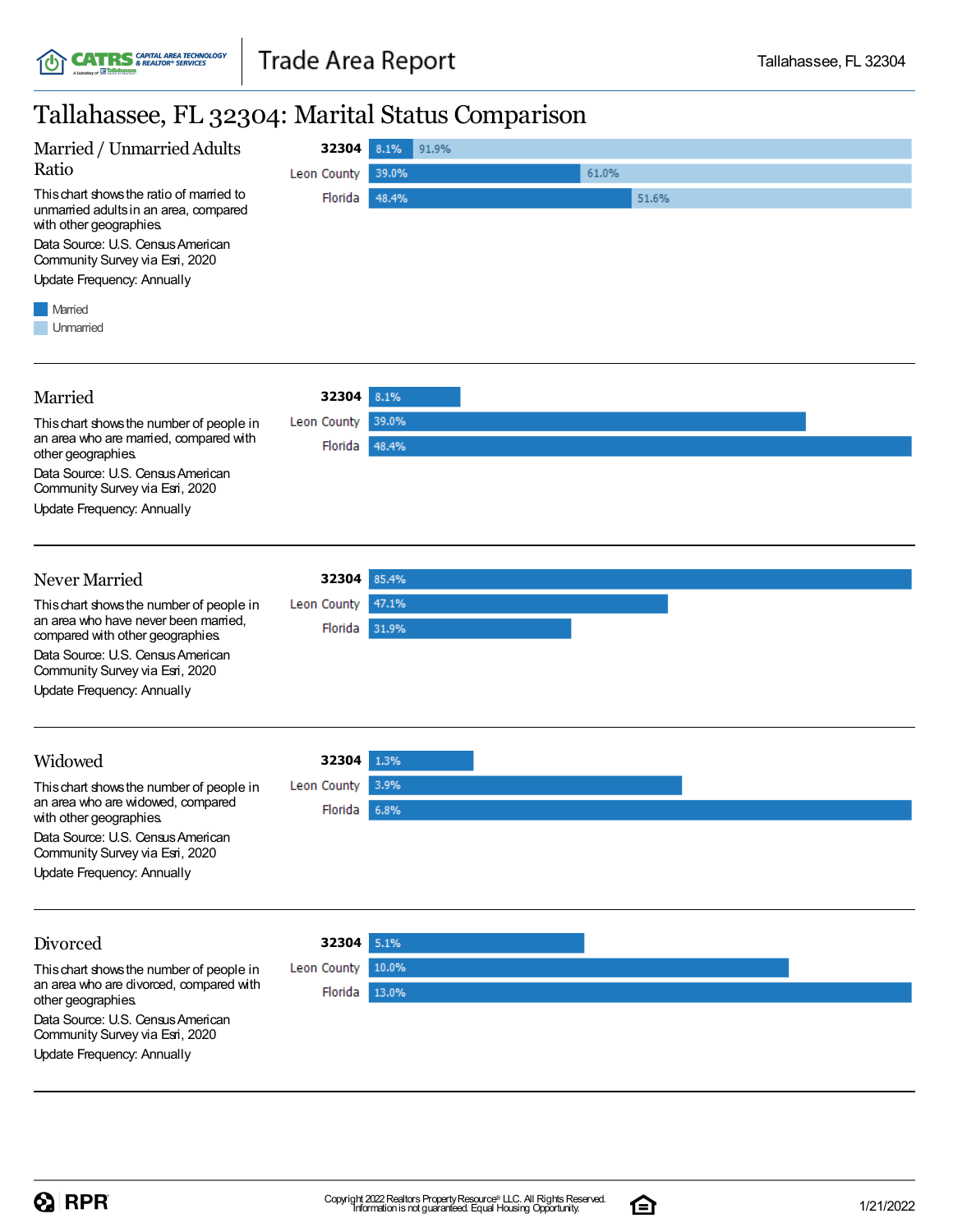# Tallahassee, FL 32304: Marital Status Comparison

## Married / Unmarried Adults Ratio

This chart shows the ratio of married to unmarried adults in an area, compared with other geographies.

Data Source: U.S. Census American Community Survey via Esri, 2020

Update Frequency: Annually

| Geography | Married | Unmarried |
|---|---|---|
| 32304 | 8.1% | 91.9% |
| Leon County | 39.0% | 61.0% |
| Florida | 48.4% | 51.6% |

## Married

This chart shows the number of people in an area who are married, compared with other geographies.

Data Source: U.S. Census American Community Survey via Esri, 2020

Update Frequency: Annually

| Geography | Married |
|---|---|
| 32304 | 8.1% |
| Leon County | 39.0% |
| Florida | 48.4% |

## Never Married

This chart shows the number of people in an area who have never been married, compared with other geographies.

Data Source: U.S. Census American Community Survey via Esri, 2020

Update Frequency: Annually

| Geography | Never Married |
|---|---|
| 32304 | 85.4% |
| Leon County | 47.1% |
| Florida | 31.9% |

## Widowed

This chart shows the number of people in an area who are widowed, compared with other geographies.

Data Source: U.S. Census American Community Survey via Esri, 2020

Update Frequency: Annually

| Geography | Widowed |
|---|---|
| 32304 | 1.3% |
| Leon County | 3.9% |
| Florida | 6.8% |

## Divorced

This chart shows the number of people in an area who are divorced, compared with other geographies.

Data Source: U.S. Census American Community Survey via Esri, 2020

Update Frequency: Annually

| Geography | Divorced |
|---|---|
| 32304 | 5.1% |
| Leon County | 10.0% |
| Florida | 13.0% |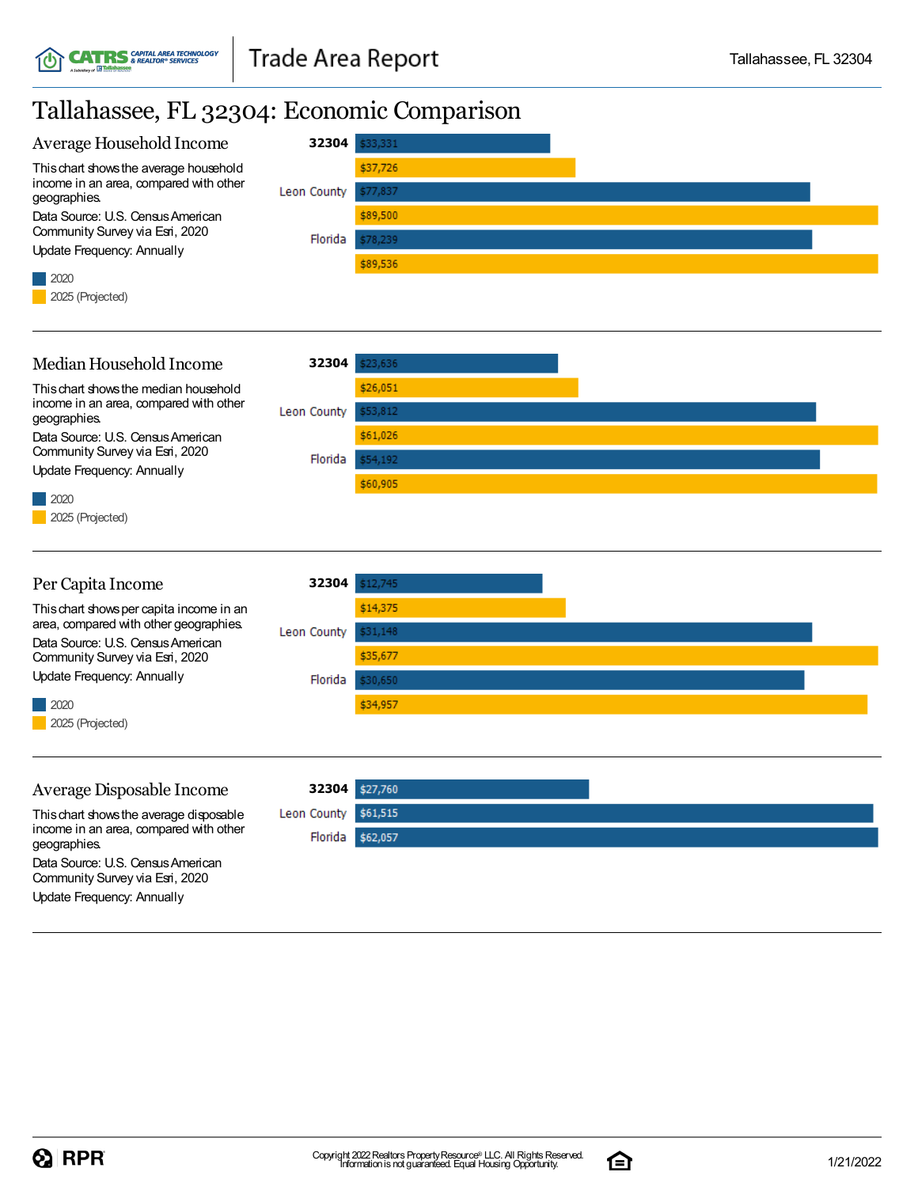# Tallahassee, FL 32304: Economic Comparison

## Average Household Income

This chart shows the average household income in an area, compared with other geographies.

Data Source: U.S. Census American Community Survey via Esri, 2020

Update Frequency: Annually

| Geography | 2020 | 2025 (Projected) |
|---|---|---|
| 32304 | $33,331 | $37,726 |
| Leon County | $77,837 | $89,500 |
| Florida | $78,239 | $89,536 |

## Median Household Income

This chart shows the median household income in an area, compared with other geographies.

Data Source: U.S. Census American Community Survey via Esri, 2020

Update Frequency: Annually

| Geography | 2020 | 2025 (Projected) |
|---|---|---|
| 32304 | $23,636 | $26,051 |
| Leon County | $53,812 | $61,026 |
| Florida | $54,192 | $60,905 |

## Per Capita Income

This chart shows per capita income in an area, compared with other geographies.

Data Source: U.S. Census American Community Survey via Esri, 2020

Update Frequency: Annually

| Geography | 2020 | 2025 (Projected) |
|---|---|---|
| 32304 | $12,745 | $14,375 |
| Leon County | $31,148 | $35,677 |
| Florida | $30,650 | $34,957 |

## Average Disposable Income

This chart shows the average disposable income in an area, compared with other geographies.

Data Source: U.S. Census American Community Survey via Esri, 2020

Update Frequency: Annually

| Geography | Average Disposable Income |
|---|---|
| 32304 | $27,760 |
| Leon County | $61,515 |
| Florida | $62,057 |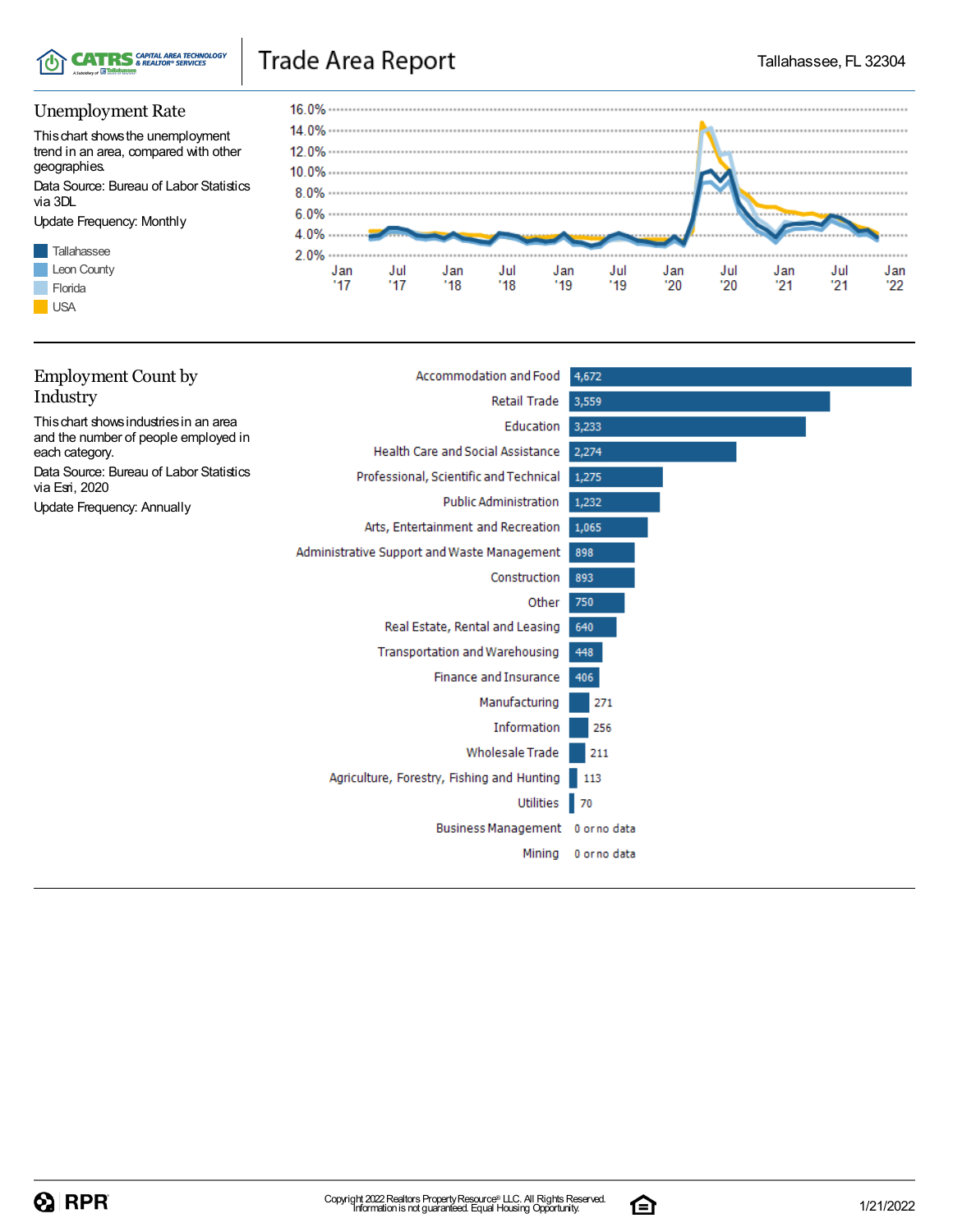## Unemployment Rate

This chart shows the unemployment trend in an area, compared with other geographies.

Data Source: Bureau of Labor Statistics via 3DL

Update Frequency: Monthly

- Tallahassee
- Leon County
- Florida
- USA

## Employment Count by Industry

This chart shows industries in an area and the number of people employed in each category.

Data Source: Bureau of Labor Statistics via Esri, 2020

Update Frequency: Annually

| Industry | Count |
|---|---|
| Accommodation and Food | 4,672 |
| Retail Trade | 3,559 |
| Education | 3,233 |
| Health Care and Social Assistance | 2,274 |
| Professional, Scientific and Technical | 1,275 |
| Public Administration | 1,232 |
| Arts, Entertainment and Recreation | 1,065 |
| Administrative Support and Waste Management | 898 |
| Construction | 893 |
| Other | 750 |
| Real Estate, Rental and Leasing | 640 |
| Transportation and Warehousing | 448 |
| Finance and Insurance | 406 |
| Manufacturing | 271 |
| Information | 256 |
| Wholesale Trade | 211 |
| Agriculture, Forestry, Fishing and Hunting | 113 |
| Utilities | 70 |
| Business Management | 0 or no data |
| Mining | 0 or no data |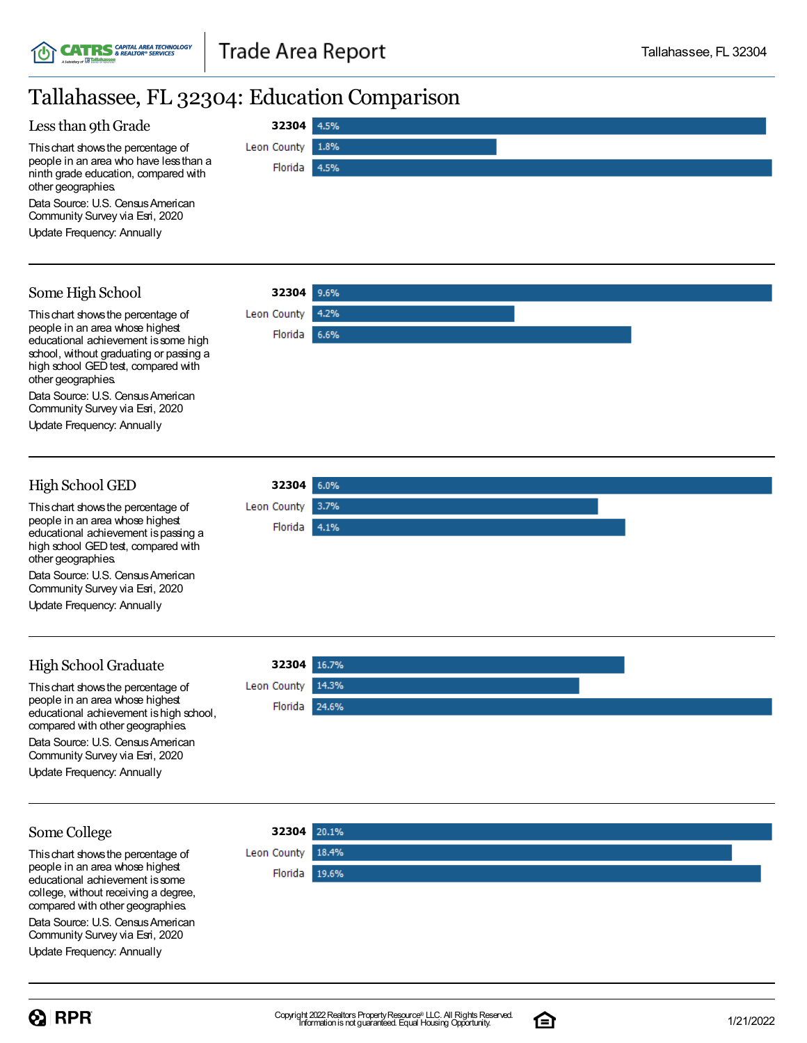# Tallahassee, FL 32304: Education Comparison

## Less than 9th Grade

This chart shows the percentage of people in an area who have less than a ninth grade education, compared with other geographies.

Data Source: U.S. Census American Community Survey via Esri, 2020

Update Frequency: Annually

| Area | Percentage |
|---|---|
| 32304 | 4.5% |
| Leon County | 1.8% |
| Florida | 4.5% |

## Some High School

This chart shows the percentage of people in an area whose highest educational achievement is some high school, without graduating or passing a high school GED test, compared with other geographies.

Data Source: U.S. Census American Community Survey via Esri, 2020

Update Frequency: Annually

| Area | Percentage |
|---|---|
| 32304 | 9.6% |
| Leon County | 4.2% |
| Florida | 6.6% |

## High School GED

This chart shows the percentage of people in an area whose highest educational achievement is passing a high school GED test, compared with other geographies.

Data Source: U.S. Census American Community Survey via Esri, 2020

Update Frequency: Annually

| Area | Percentage |
|---|---|
| 32304 | 6.0% |
| Leon County | 3.7% |
| Florida | 4.1% |

## High School Graduate

This chart shows the percentage of people in an area whose highest educational achievement is high school, compared with other geographies.

Data Source: U.S. Census American Community Survey via Esri, 2020

Update Frequency: Annually

| Area | Percentage |
|---|---|
| 32304 | 16.7% |
| Leon County | 14.3% |
| Florida | 24.6% |

## Some College

This chart shows the percentage of people in an area whose highest educational achievement is some college, without receiving a degree, compared with other geographies.

Data Source: U.S. Census American Community Survey via Esri, 2020

Update Frequency: Annually

| Area | Percentage |
|---|---|
| 32304 | 20.1% |
| Leon County | 18.4% |
| Florida | 19.6% |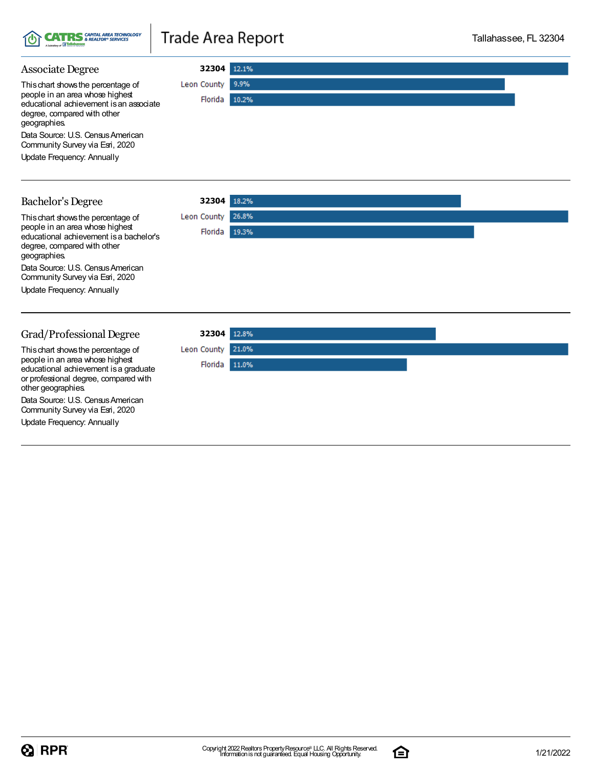## Associate Degree

This chart shows the percentage of people in an area whose highest educational achievement is an associate degree, compared with other geographies.

Data Source: U.S. Census American Community Survey via Esri, 2020

Update Frequency: Annually

| Area | Percentage |
|---|---|
| 32304 | 12.1% |
| Leon County | 9.9% |
| Florida | 10.2% |

## Bachelor's Degree

This chart shows the percentage of people in an area whose highest educational achievement is a bachelor's degree, compared with other geographies.

Data Source: U.S. Census American Community Survey via Esri, 2020

Update Frequency: Annually

| Area | Percentage |
|---|---|
| 32304 | 18.2% |
| Leon County | 26.8% |
| Florida | 19.3% |

## Grad/Professional Degree

This chart shows the percentage of people in an area whose highest educational achievement is a graduate or professional degree, compared with other geographies.

Data Source: U.S. Census American Community Survey via Esri, 2020

Update Frequency: Annually

| Area | Percentage |
|---|---|
| 32304 | 12.8% |
| Leon County | 21.0% |
| Florida | 11.0% |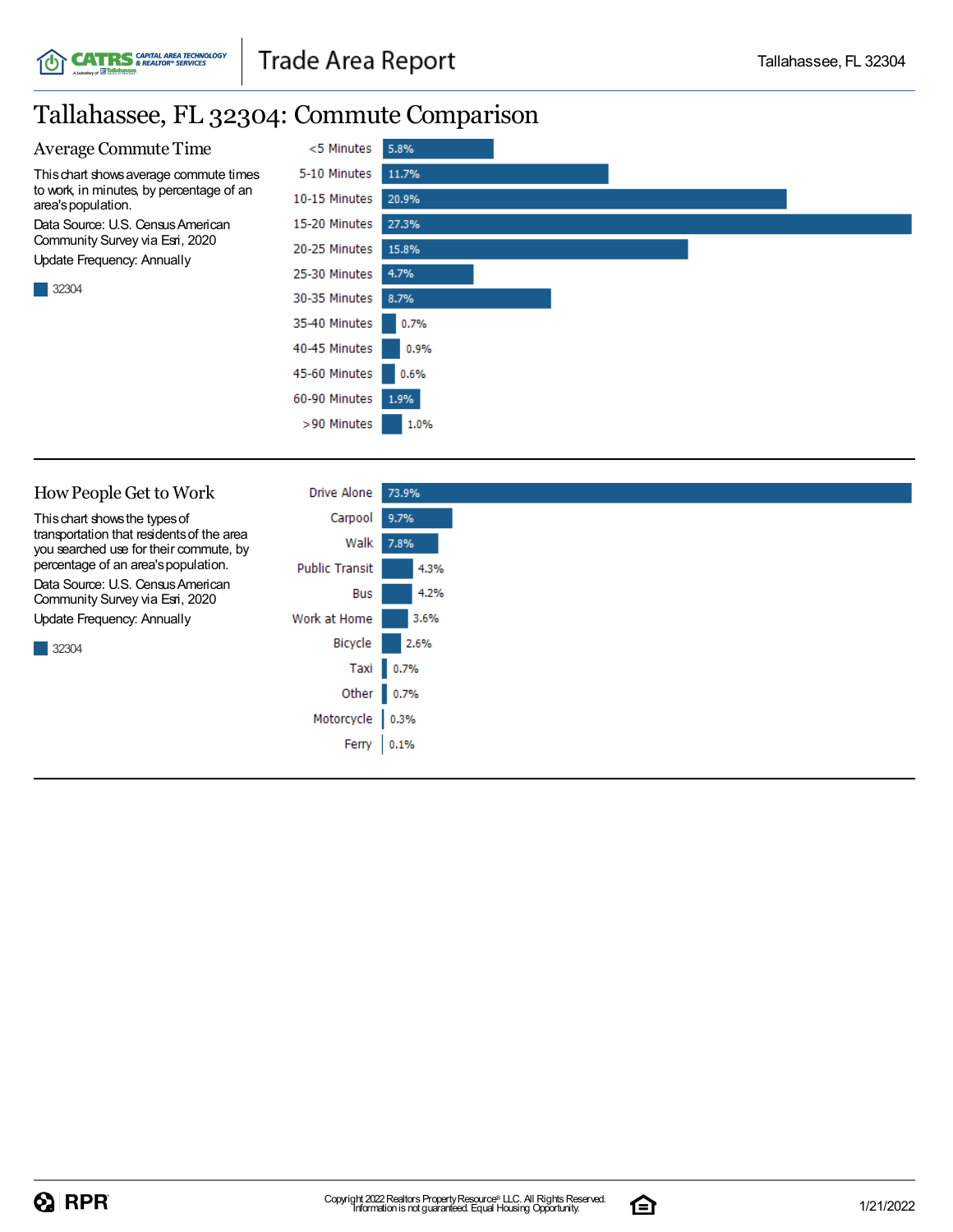# Tallahassee, FL 32304: Commute Comparison

## Average Commute Time

This chart shows average commute times to work, in minutes, by percentage of an area's population.

Data Source: U.S. Census American Community Survey via Esri, 2020

Update Frequency: Annually

| Commute Time | 32304 |
| --- | --- |
| <5 Minutes | 5.8% |
| 5-10 Minutes | 11.7% |
| 10-15 Minutes | 20.9% |
| 15-20 Minutes | 27.3% |
| 20-25 Minutes | 15.8% |
| 25-30 Minutes | 4.7% |
| 30-35 Minutes | 8.7% |
| 35-40 Minutes | 0.7% |
| 40-45 Minutes | 0.9% |
| 45-60 Minutes | 0.6% |
| 60-90 Minutes | 1.9% |
| >90 Minutes | 1.0% |

## How People Get to Work

This chart shows the types of transportation that residents of the area you searched use for their commute, by percentage of an area's population.

Data Source: U.S. Census American Community Survey via Esri, 2020

Update Frequency: Annually

| Transportation | 32304 |
| --- | --- |
| Drive Alone | 73.9% |
| Carpool | 9.7% |
| Walk | 7.8% |
| Public Transit | 4.3% |
| Bus | 4.2% |
| Work at Home | 3.6% |
| Bicycle | 2.6% |
| Taxi | 0.7% |
| Other | 0.7% |
| Motorcycle | 0.3% |
| Ferry | 0.1% |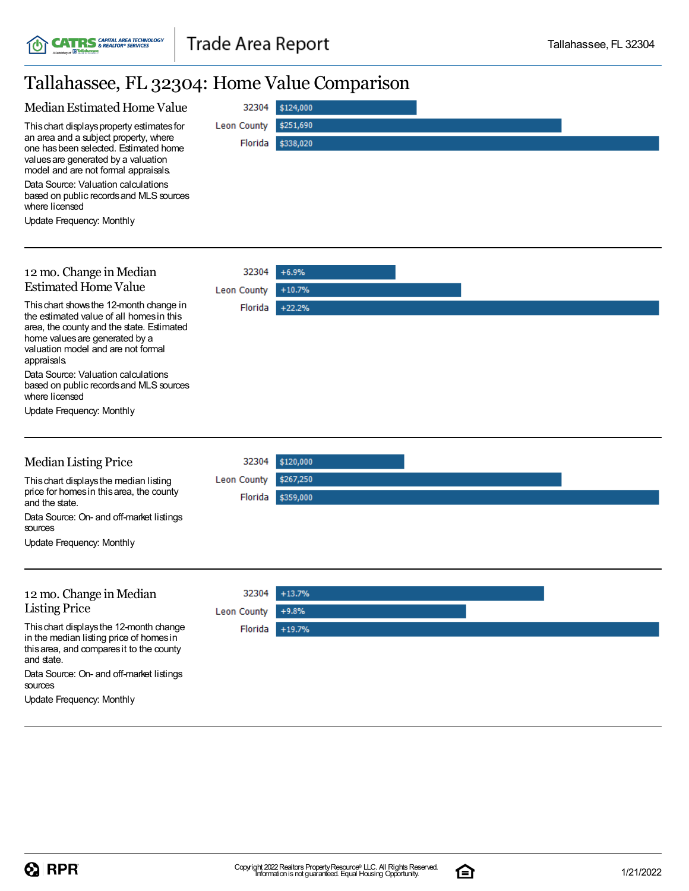# Tallahassee, FL 32304: Home Value Comparison

## Median Estimated Home Value

This chart displays property estimates for an area and a subject property, where one has been selected. Estimated home values are generated by a valuation model and are not formal appraisals.

Data Source: Valuation calculations based on public records and MLS sources where licensed

Update Frequency: Monthly

| Area | Value |
|---|---|
| 32304 | $124,000 |
| Leon County | $251,690 |
| Florida | $338,020 |

## 12 mo. Change in Median Estimated Home Value

This chart shows the 12-month change in the estimated value of all homes in this area, the county and the state. Estimated home values are generated by a valuation model and are not formal appraisals.

Data Source: Valuation calculations based on public records and MLS sources where licensed

Update Frequency: Monthly

| Area | Change |
|---|---|
| 32304 | +6.9% |
| Leon County | +10.7% |
| Florida | +22.2% |

## Median Listing Price

This chart displays the median listing price for homes in this area, the county and the state.

Data Source: On- and off-market listings sources

Update Frequency: Monthly

| Area | Price |
|---|---|
| 32304 | $120,000 |
| Leon County | $267,250 |
| Florida | $359,000 |

## 12 mo. Change in Median Listing Price

This chart displays the 12-month change in the median listing price of homes in this area, and compares it to the county and state.

Data Source: On- and off-market listings sources

Update Frequency: Monthly

| Area | Change |
|---|---|
| 32304 | +13.7% |
| Leon County | +9.8% |
| Florida | +19.7% |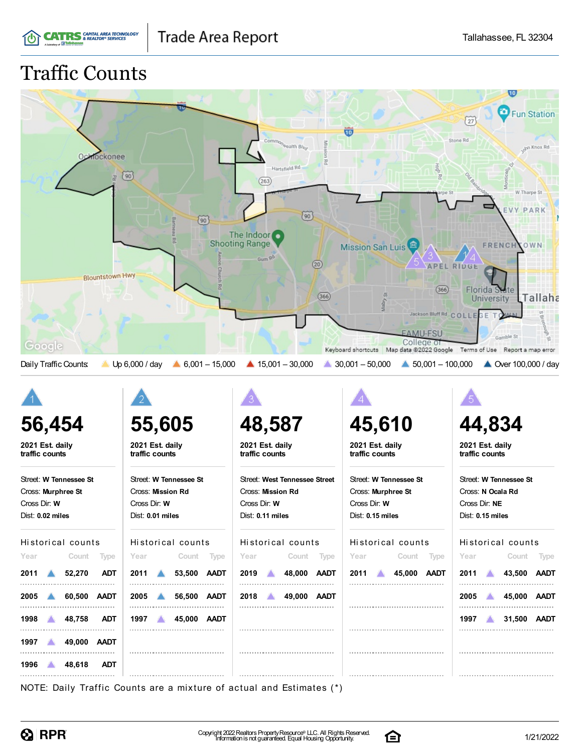Trade Area Report — Tallahassee, FL 32304

# Traffic Counts

Daily Traffic Counts: Up 6,000 / day | 6,001 – 15,000 | 15,001 – 30,000 | 30,001 – 50,000 | 50,001 – 100,000 | Over 100,000 / day

## 1

**56,454**

**2021 Est. daily traffic counts**

Street: **W Tennessee St**
Cross: **Murphree St**
Cross Dir: **W**
Dist: **0.02 miles**

Historical counts

| Year | Count | Type |
|---|---|---|
| 2011 | 52,270 | ADT |
| 2005 | 60,500 | AADT |
| 1998 | 48,758 | ADT |
| 1997 | 49,000 | AADT |
| 1996 | 48,618 | ADT |

## 2

**55,605**

**2021 Est. daily traffic counts**

Street: **W Tennessee St**
Cross: **Mission Rd**
Cross Dir: **W**
Dist: **0.01 miles**

Historical counts

| Year | Count | Type |
|---|---|---|
| 2011 | 53,500 | AADT |
| 2005 | 56,500 | AADT |
| 1997 | 45,000 | AADT |

## 3

**48,587**

**2021 Est. daily traffic counts**

Street: **West Tennessee Street**
Cross: **Mission Rd**
Cross Dir: **W**
Dist: **0.11 miles**

Historical counts

| Year | Count | Type |
|---|---|---|
| 2019 | 48,000 | AADT |
| 2018 | 49,000 | AADT |

## 4

**45,610**

**2021 Est. daily traffic counts**

Street: **W Tennessee St**
Cross: **Murphree St**
Cross Dir: **W**
Dist: **0.15 miles**

Historical counts

| Year | Count | Type |
|---|---|---|
| 2011 | 45,000 | AADT |

## 5

**44,834**

**2021 Est. daily traffic counts**

Street: **W Tennessee St**
Cross: **N Ocala Rd**
Cross Dir: **NE**
Dist: **0.15 miles**

Historical counts

| Year | Count | Type |
|---|---|---|
| 2011 | 43,500 | AADT |
| 2005 | 45,000 | AADT |
| 1997 | 31,500 | AADT |

NOTE: Daily Traffic Counts are a mixture of actual and Estimates (*)

Copyright 2022 Realtors Property Resource® LLC. All Rights Reserved.
Information is not guaranteed. Equal Housing Opportunity.

1/21/2022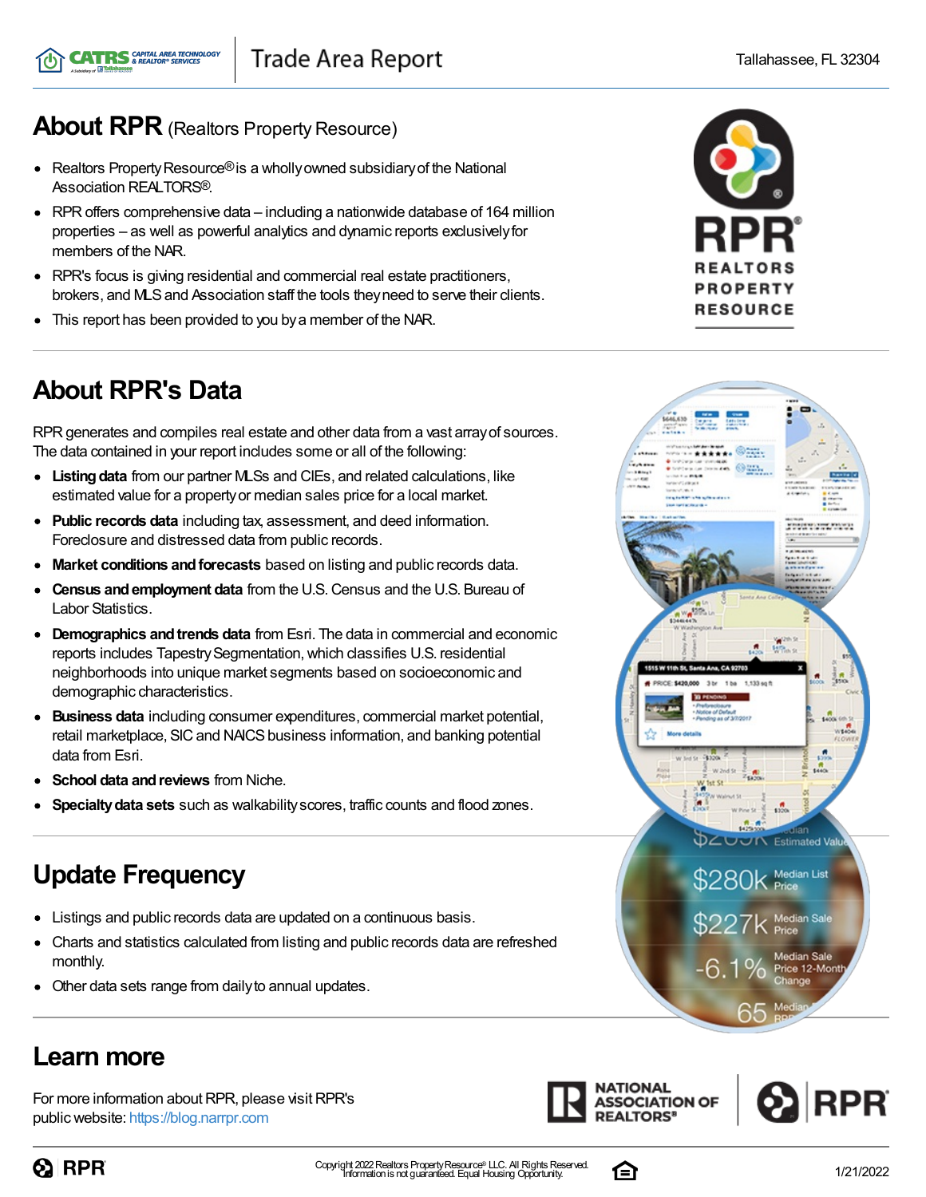# About RPR (Realtors Property Resource)

- Realtors Property Resource® is a wholly owned subsidiary of the National Association REALTORS®.
- RPR offers comprehensive data – including a nationwide database of 164 million properties – as well as powerful analytics and dynamic reports exclusively for members of the NAR.
- RPR's focus is giving residential and commercial real estate practitioners, brokers, and MLS and Association staff the tools they need to serve their clients.
- This report has been provided to you by a member of the NAR.

# About RPR's Data

RPR generates and compiles real estate and other data from a vast array of sources. The data contained in your report includes some or all of the following:

- **Listing data** from our partner MLSs and CIEs, and related calculations, like estimated value for a property or median sales price for a local market.
- **Public records data** including tax, assessment, and deed information. Foreclosure and distressed data from public records.
- **Market conditions and forecasts** based on listing and public records data.
- **Census and employment data** from the U.S. Census and the U.S. Bureau of Labor Statistics.
- **Demographics and trends data** from Esri. The data in commercial and economic reports includes Tapestry Segmentation, which classifies U.S. residential neighborhoods into unique market segments based on socioeconomic and demographic characteristics.
- **Business data** including consumer expenditures, commercial market potential, retail marketplace, SIC and NAICS business information, and banking potential data from Esri.
- **School data and reviews** from Niche.
- **Specialty data sets** such as walkability scores, traffic counts and flood zones.

# Update Frequency

- Listings and public records data are updated on a continuous basis.
- Charts and statistics calculated from listing and public records data are refreshed monthly.
- Other data sets range from daily to annual updates.

# Learn more

For more information about RPR, please visit RPR's public website: https://blog.narrpr.com

Copyright 2022 Realtors Property Resource® LLC. All Rights Reserved.
Information is not guaranteed. Equal Housing Opportunity.

1/21/2022